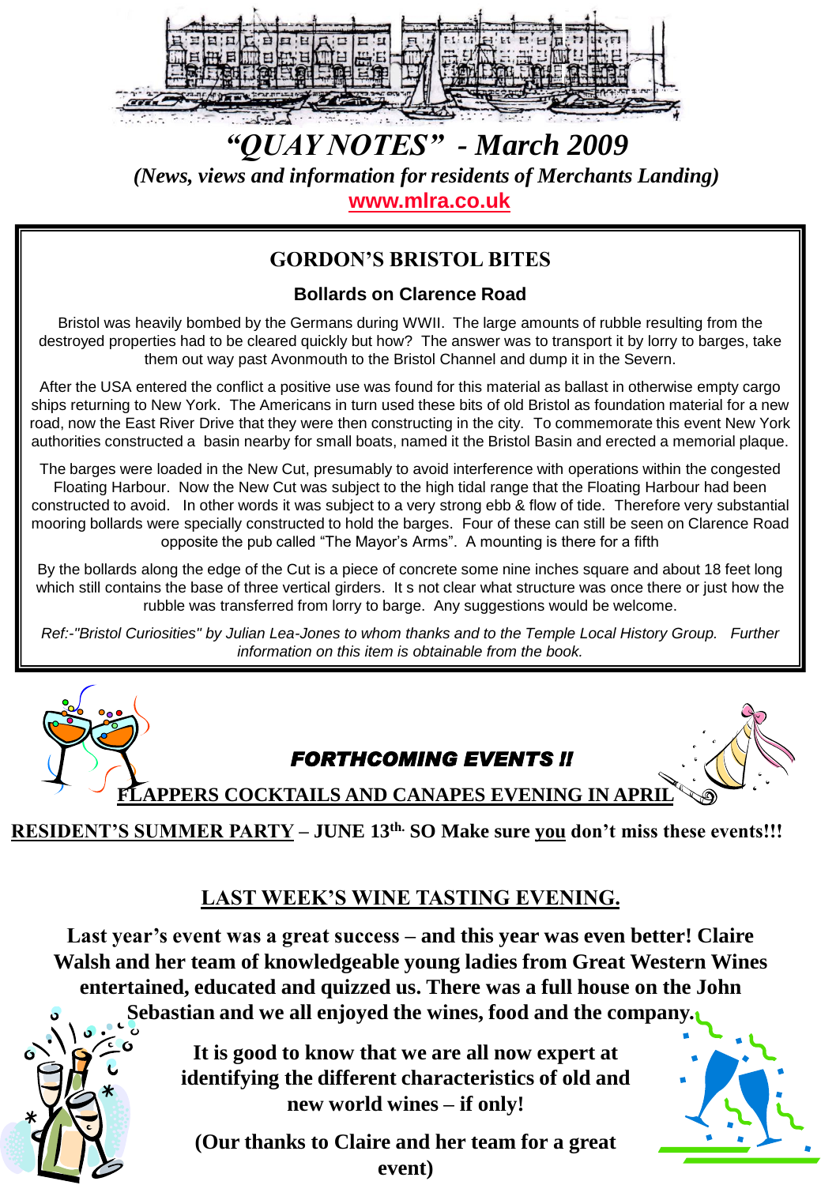# *"QUAY NOTES" - March 2009*

***(News, views and information for residents of Merchants Landing)***

**www.mlra.co.uk**

## GORDON'S BRISTOL BITES

### Bollards on Clarence Road

Bristol was heavily bombed by the Germans during WWII. The large amounts of rubble resulting from the destroyed properties had to be cleared quickly but how? The answer was to transport it by lorry to barges, take them out way past Avonmouth to the Bristol Channel and dump it in the Severn.

After the USA entered the conflict a positive use was found for this material as ballast in otherwise empty cargo ships returning to New York. The Americans in turn used these bits of old Bristol as foundation material for a new road, now the East River Drive that they were then constructing in the city. To commemorate this event New York authorities constructed a basin nearby for small boats, named it the Bristol Basin and erected a memorial plaque.

The barges were loaded in the New Cut, presumably to avoid interference with operations within the congested Floating Harbour. Now the New Cut was subject to the high tidal range that the Floating Harbour had been constructed to avoid. In other words it was subject to a very strong ebb & flow of tide. Therefore very substantial mooring bollards were specially constructed to hold the barges. Four of these can still be seen on Clarence Road opposite the pub called "The Mayor's Arms". A mounting is there for a fifth

By the bollards along the edge of the Cut is a piece of concrete some nine inches square and about 18 feet long which still contains the base of three vertical girders. It s not clear what structure was once there or just how the rubble was transferred from lorry to barge. Any suggestions would be welcome.

*Ref:-"Bristol Curiosities" by Julian Lea-Jones to whom thanks and to the Temple Local History Group. Further information on this item is obtainable from the book.*

***FORTHCOMING EVENTS !!***

**FLAPPERS COCKTAILS AND CANAPES EVENING IN APRIL**

**RESIDENT'S SUMMER PARTY – JUNE 13th. SO Make sure you don't miss these events!!!**

## LAST WEEK'S WINE TASTING EVENING.

**Last year's event was a great success – and this year was even better! Claire Walsh and her team of knowledgeable young ladies from Great Western Wines entertained, educated and quizzed us. There was a full house on the John Sebastian and we all enjoyed the wines, food and the company.**

**It is good to know that we are all now expert at identifying the different characteristics of old and new world wines – if only!**

**(Our thanks to Claire and her team for a great event)**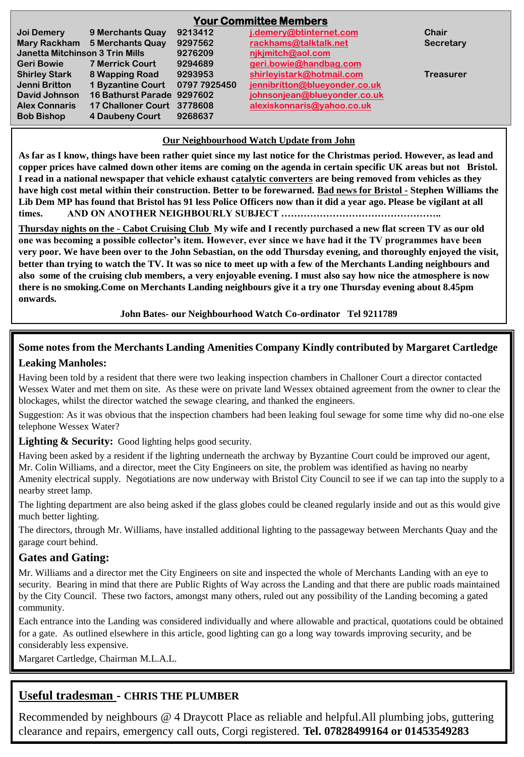## Your Committee Members

| Name | Address | Phone | Email | Role |
|---|---|---|---|---|
| Joi Demery | 9 Merchants Quay | 9213412 | j.demery@btinternet.com | Chair |
| Mary Rackham | 5 Merchants Quay | 9297562 | rackhams@talktalk.net | Secretary |
| Janetta Mitchinson | 3 Trin Mills | 9276209 | njkjmitch@aol.com | |
| Geri Bowie | 7 Merrick Court | 9294689 | geri.bowie@handbag.com | |
| Shirley Stark | 8 Wapping Road | 9293953 | shirleyistark@hotmail.com | Treasurer |
| Jenni Britton | 1 Byzantine Court | 0797 7925450 | jennibritton@blueyonder.co.uk | |
| David Johnson | 16 Bathurst Parade | 9297602 | johnsonjean@blueyonder.co.uk | |
| Alex Connaris | 17 Challoner Court | 3778608 | alexiskonnaris@yahoo.co.uk | |
| Bob Bishop | 4 Daubeny Court | 9268637 | | |

### Our Neighbourhood Watch Update from John

**As far as I know, things have been rather quiet since my last notice for the Christmas period. However, as lead and copper prices have calmed down other items are coming on the agenda in certain specific UK areas but not Bristol. I read in a national newspaper that vehicle exhaust catalytic converters are being removed from vehicles as they have high cost metal within their construction. Better to be forewarned. Bad news for Bristol - Stephen Williams the Lib Dem MP has found that Bristol has 91 less Police Officers now than it did a year ago. Please be vigilant at all times. AND ON ANOTHER NEIGHBOURLY SUBJECT ……………………………………………..**

**Thursday nights on the - Cabot Cruising Club My wife and I recently purchased a new flat screen TV as our old one was becoming a possible collector's item. However, ever since we have had it the TV programmes have been very poor. We have been over to the John Sebastian, on the odd Thursday evening, and thoroughly enjoyed the visit, better than trying to watch the TV. It was so nice to meet up with a few of the Merchants Landing neighbours and also some of the cruising club members, a very enjoyable evening. I must also say how nice the atmosphere is now there is no smoking.Come on Merchants Landing neighbours give it a try one Thursday evening about 8.45pm onwards.**

**John Bates- our Neighbourhood Watch Co-ordinator Tel 9211789**

---

### Some notes from the Merchants Landing Amenities Company Kindly contributed by Margaret Cartledge

#### Leaking Manholes:

Having been told by a resident that there were two leaking inspection chambers in Challoner Court a director contacted Wessex Water and met them on site. As these were on private land Wessex obtained agreement from the owner to clear the blockages, whilst the director watched the sewage clearing, and thanked the engineers.

Suggestion: As it was obvious that the inspection chambers had been leaking foul sewage for some time why did no-one else telephone Wessex Water?

**Lighting & Security:** Good lighting helps good security.

Having been asked by a resident if the lighting underneath the archway by Byzantine Court could be improved our agent, Mr. Colin Williams, and a director, meet the City Engineers on site, the problem was identified as having no nearby Amenity electrical supply. Negotiations are now underway with Bristol City Council to see if we can tap into the supply to a nearby street lamp.

The lighting department are also being asked if the glass globes could be cleaned regularly inside and out as this would give much better lighting.

The directors, through Mr. Williams, have installed additional lighting to the passageway between Merchants Quay and the garage court behind.

#### Gates and Gating:

Mr. Williams and a director met the City Engineers on site and inspected the whole of Merchants Landing with an eye to security. Bearing in mind that there are Public Rights of Way across the Landing and that there are public roads maintained by the City Council. These two factors, amongst many others, ruled out any possibility of the Landing becoming a gated community.

Each entrance into the Landing was considered individually and where allowable and practical, quotations could be obtained for a gate. As outlined elsewhere in this article, good lighting can go a long way towards improving security, and be considerably less expensive.

Margaret Cartledge, Chairman M.L.A.L.

---

### Useful tradesman - CHRIS THE PLUMBER

Recommended by neighbours @ 4 Draycott Place as reliable and helpful.All plumbing jobs, guttering clearance and repairs, emergency call outs, Corgi registered. **Tel. 07828499164 or 01453549283**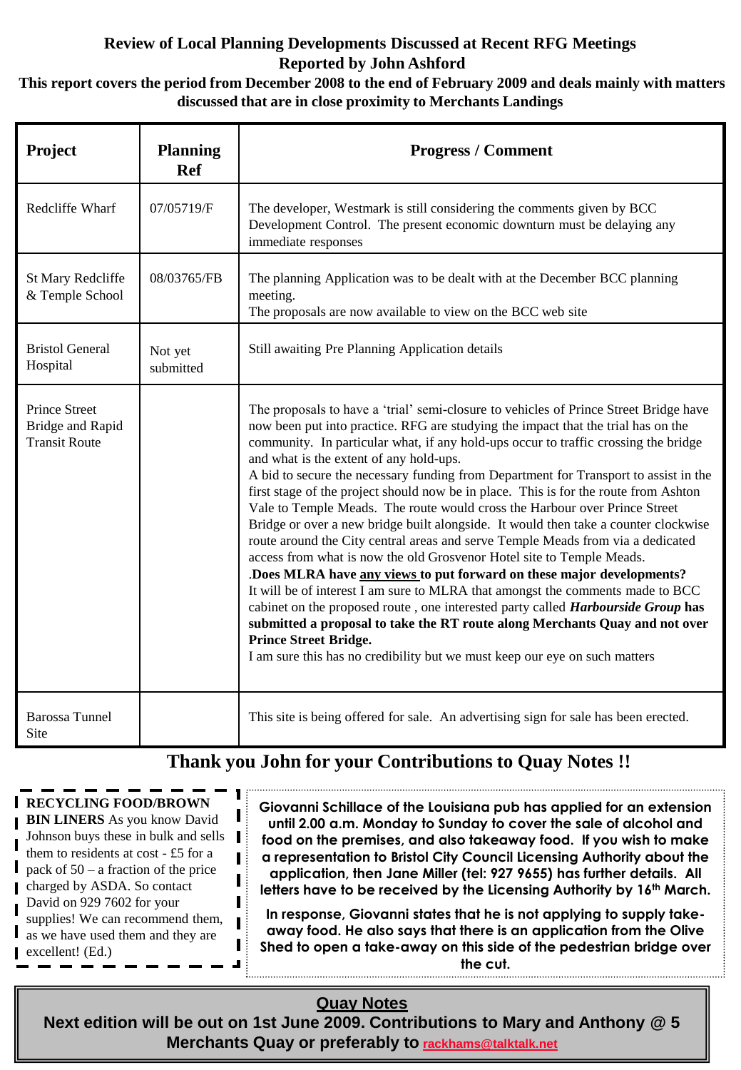**Review of Local Planning Developments Discussed at Recent RFG Meetings**
**Reported by John Ashford**
**This report covers the period from December 2008 to the end of February 2009 and deals mainly with matters discussed that are in close proximity to Merchants Landings**

| Project | Planning Ref | Progress / Comment |
|---|---|---|
| Redcliffe Wharf | 07/05719/F | The developer, Westmark is still considering the comments given by BCC Development Control. The present economic downturn must be delaying any immediate responses |
| St Mary Redcliffe & Temple School | 08/03765/FB | The planning Application was to be dealt with at the December BCC planning meeting.<br>The proposals are now available to view on the BCC web site |
| Bristol General Hospital | Not yet submitted | Still awaiting Pre Planning Application details |
| Prince Street Bridge and Rapid Transit Route | | The proposals to have a 'trial' semi-closure to vehicles of Prince Street Bridge have now been put into practice. RFG are studying the impact that the trial has on the community. In particular what, if any hold-ups occur to traffic crossing the bridge and what is the extent of any hold-ups.<br>A bid to secure the necessary funding from Department for Transport to assist in the first stage of the project should now be in place. This is for the route from Ashton Vale to Temple Meads. The route would cross the Harbour over Prince Street Bridge or over a new bridge built alongside. It would then take a counter clockwise route around the City central areas and serve Temple Meads from via a dedicated access from what is now the old Grosvenor Hotel site to Temple Meads.<br>**.Does MLRA have <u>any views</u> to put forward on these major developments?**<br>It will be of interest I am sure to MLRA that amongst the comments made to BCC cabinet on the proposed route , one interested party called ***Harbourside Group*** **has submitted a proposal to take the RT route along Merchants Quay and not over Prince Street Bridge.**<br>I am sure this has no credibility but we must keep our eye on such matters |
| Barossa Tunnel Site | | This site is being offered for sale. An advertising sign for sale has been erected. |

## Thank you John for your Contributions to Quay Notes !!

**RECYCLING FOOD/BROWN BIN LINERS** As you know David Johnson buys these in bulk and sells them to residents at cost - £5 for a pack of 50 – a fraction of the price charged by ASDA. So contact David on 929 7602 for your supplies! We can recommend them, as we have used them and they are excellent! (Ed.)

**Giovanni Schillace of the Louisiana pub has applied for an extension until 2.00 a.m. Monday to Sunday to cover the sale of alcohol and food on the premises, and also takeaway food. If you wish to make a representation to Bristol City Council Licensing Authority about the application, then Jane Miller (tel: 927 9655) has further details. All letters have to be received by the Licensing Authority by 16th March.**

**In response, Giovanni states that he is not applying to supply take-away food. He also says that there is an application from the Olive Shed to open a take-away on this side of the pedestrian bridge over the cut.**

**<u>Quay Notes</u>**
**Next edition will be out on 1st June 2009. Contributions to Mary and Anthony @ 5 Merchants Quay or preferably to rackhams@talktalk.net**